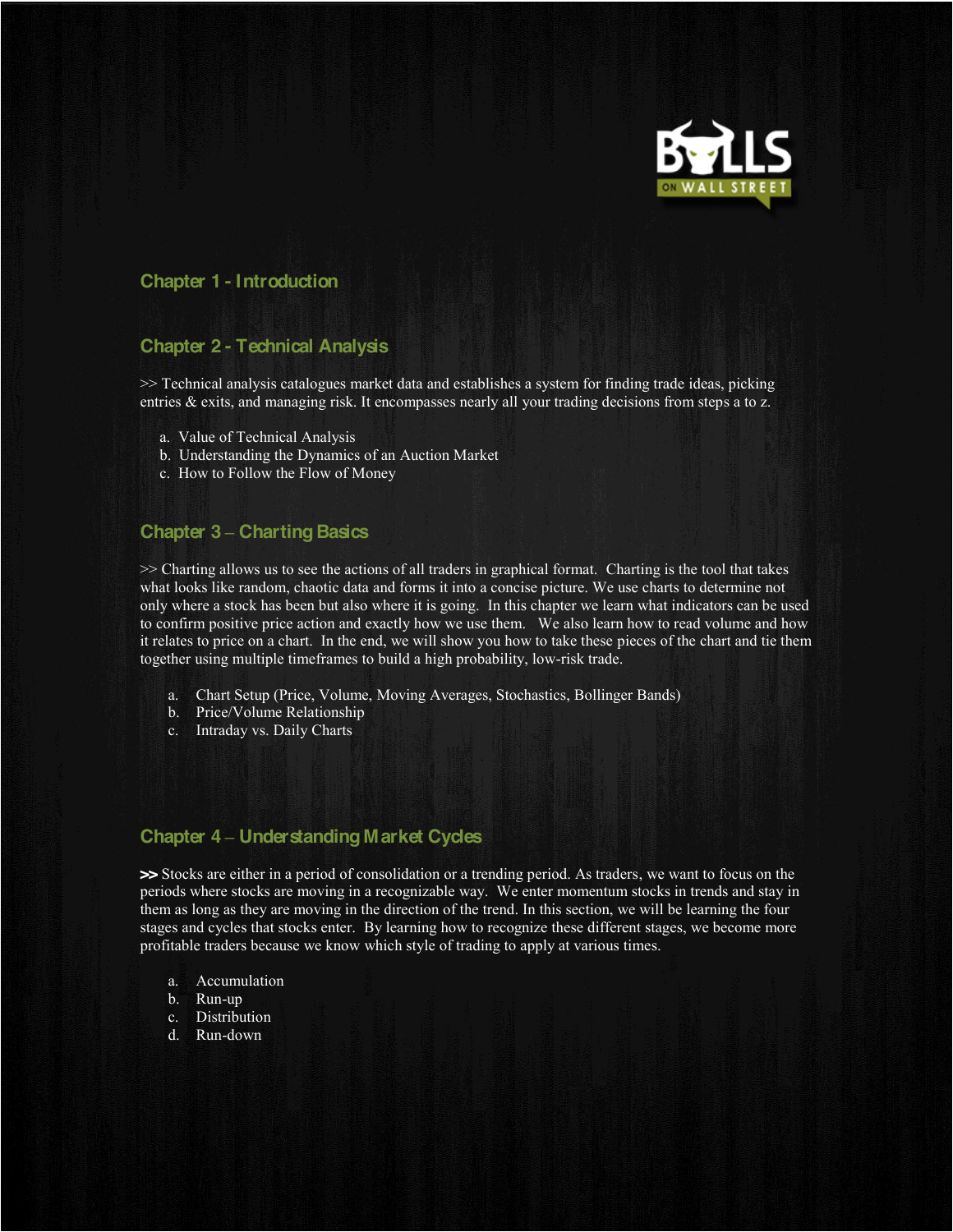## Chapter 1 - Introduction

## Chapter 2 - Technical Analysis

>> Technical analysis catalogues market data and establishes a system for finding trade ideas, picking entries & exits, and managing risk. It encompasses nearly all your trading decisions from steps a to z.

a. Value of Technical Analysis
b. Understanding the Dynamics of an Auction Market
c. How to Follow the Flow of Money

## Chapter 3 – Charting Basics

>> Charting allows us to see the actions of all traders in graphical format. Charting is the tool that takes what looks like random, chaotic data and forms it into a concise picture. We use charts to determine not only where a stock has been but also where it is going. In this chapter we learn what indicators can be used to confirm positive price action and exactly how we use them. We also learn how to read volume and how it relates to price on a chart. In the end, we will show you how to take these pieces of the chart and tie them together using multiple timeframes to build a high probability, low-risk trade.

a. Chart Setup (Price, Volume, Moving Averages, Stochastics, Bollinger Bands)
b. Price/Volume Relationship
c. Intraday vs. Daily Charts

## Chapter 4 – Understanding Market Cycles

**>>** Stocks are either in a period of consolidation or a trending period. As traders, we want to focus on the periods where stocks are moving in a recognizable way. We enter momentum stocks in trends and stay in them as long as they are moving in the direction of the trend. In this section, we will be learning the four stages and cycles that stocks enter. By learning how to recognize these different stages, we become more profitable traders because we know which style of trading to apply at various times.

a. Accumulation
b. Run-up
c. Distribution
d. Run-down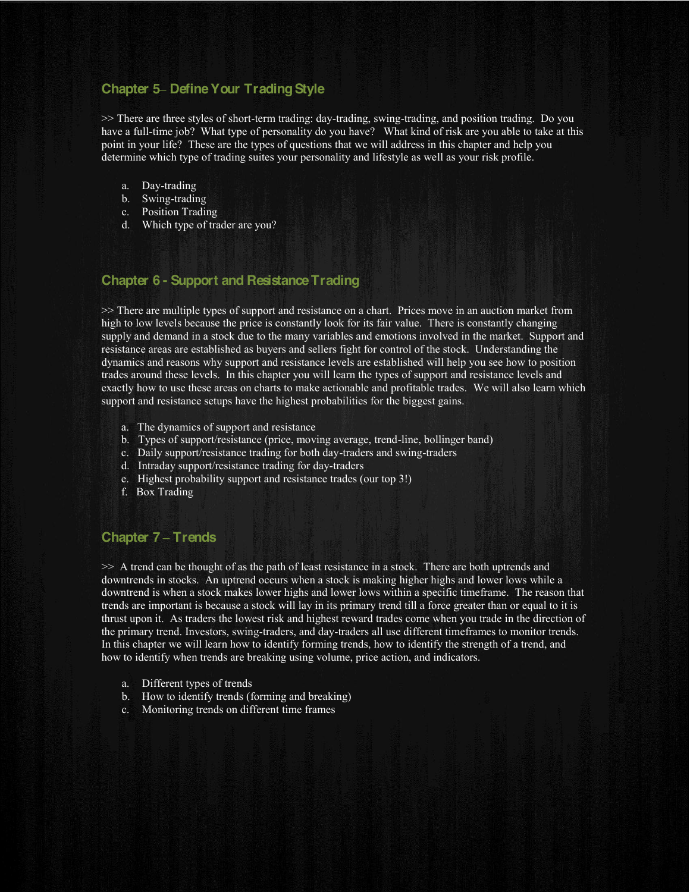## Chapter 5– Define Your Trading Style

>> There are three styles of short-term trading: day-trading, swing-trading, and position trading. Do you have a full-time job? What type of personality do you have? What kind of risk are you able to take at this point in your life? These are the types of questions that we will address in this chapter and help you determine which type of trading suites your personality and lifestyle as well as your risk profile.

a. Day-trading
b. Swing-trading
c. Position Trading
d. Which type of trader are you?

## Chapter 6 - Support and Resistance Trading

>> There are multiple types of support and resistance on a chart. Prices move in an auction market from high to low levels because the price is constantly look for its fair value. There is constantly changing supply and demand in a stock due to the many variables and emotions involved in the market. Support and resistance areas are established as buyers and sellers fight for control of the stock. Understanding the dynamics and reasons why support and resistance levels are established will help you see how to position trades around these levels. In this chapter you will learn the types of support and resistance levels and exactly how to use these areas on charts to make actionable and profitable trades. We will also learn which support and resistance setups have the highest probabilities for the biggest gains.

a. The dynamics of support and resistance
b. Types of support/resistance (price, moving average, trend-line, bollinger band)
c. Daily support/resistance trading for both day-traders and swing-traders
d. Intraday support/resistance trading for day-traders
e. Highest probability support and resistance trades (our top 3!)
f. Box Trading

## Chapter 7 – Trends

>> A trend can be thought of as the path of least resistance in a stock. There are both uptrends and downtrends in stocks. An uptrend occurs when a stock is making higher highs and lower lows while a downtrend is when a stock makes lower highs and lower lows within a specific timeframe. The reason that trends are important is because a stock will lay in its primary trend till a force greater than or equal to it is thrust upon it. As traders the lowest risk and highest reward trades come when you trade in the direction of the primary trend. Investors, swing-traders, and day-traders all use different timeframes to monitor trends. In this chapter we will learn how to identify forming trends, how to identify the strength of a trend, and how to identify when trends are breaking using volume, price action, and indicators.

a. Different types of trends
b. How to identify trends (forming and breaking)
c. Monitoring trends on different time frames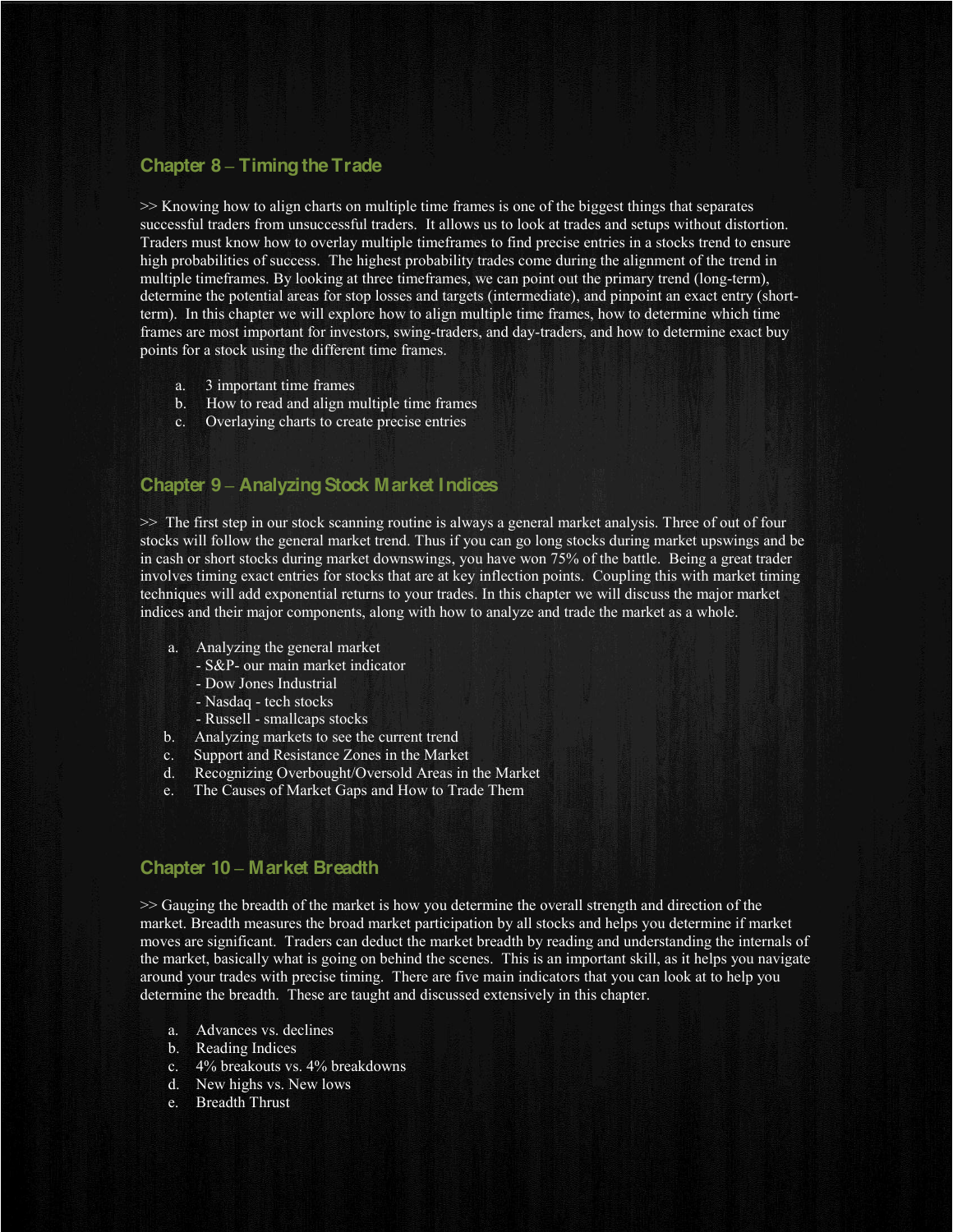## Chapter 8 – Timing the Trade

>> Knowing how to align charts on multiple time frames is one of the biggest things that separates successful traders from unsuccessful traders. It allows us to look at trades and setups without distortion. Traders must know how to overlay multiple timeframes to find precise entries in a stocks trend to ensure high probabilities of success. The highest probability trades come during the alignment of the trend in multiple timeframes. By looking at three timeframes, we can point out the primary trend (long-term), determine the potential areas for stop losses and targets (intermediate), and pinpoint an exact entry (short-term). In this chapter we will explore how to align multiple time frames, how to determine which time frames are most important for investors, swing-traders, and day-traders, and how to determine exact buy points for a stock using the different time frames.

a. 3 important time frames
b. How to read and align multiple time frames
c. Overlaying charts to create precise entries

## Chapter 9 – Analyzing Stock Market Indices

>> The first step in our stock scanning routine is always a general market analysis. Three of out of four stocks will follow the general market trend. Thus if you can go long stocks during market upswings and be in cash or short stocks during market downswings, you have won 75% of the battle. Being a great trader involves timing exact entries for stocks that are at key inflection points. Coupling this with market timing techniques will add exponential returns to your trades. In this chapter we will discuss the major market indices and their major components, along with how to analyze and trade the market as a whole.

a. Analyzing the general market
   - S&P- our main market indicator
   - Dow Jones Industrial
   - Nasdaq - tech stocks
   - Russell - smallcaps stocks
b. Analyzing markets to see the current trend
c. Support and Resistance Zones in the Market
d. Recognizing Overbought/Oversold Areas in the Market
e. The Causes of Market Gaps and How to Trade Them

## Chapter 10 – Market Breadth

>> Gauging the breadth of the market is how you determine the overall strength and direction of the market. Breadth measures the broad market participation by all stocks and helps you determine if market moves are significant. Traders can deduct the market breadth by reading and understanding the internals of the market, basically what is going on behind the scenes. This is an important skill, as it helps you navigate around your trades with precise timing. There are five main indicators that you can look at to help you determine the breadth. These are taught and discussed extensively in this chapter.

a. Advances vs. declines
b. Reading Indices
c. 4% breakouts vs. 4% breakdowns
d. New highs vs. New lows
e. Breadth Thrust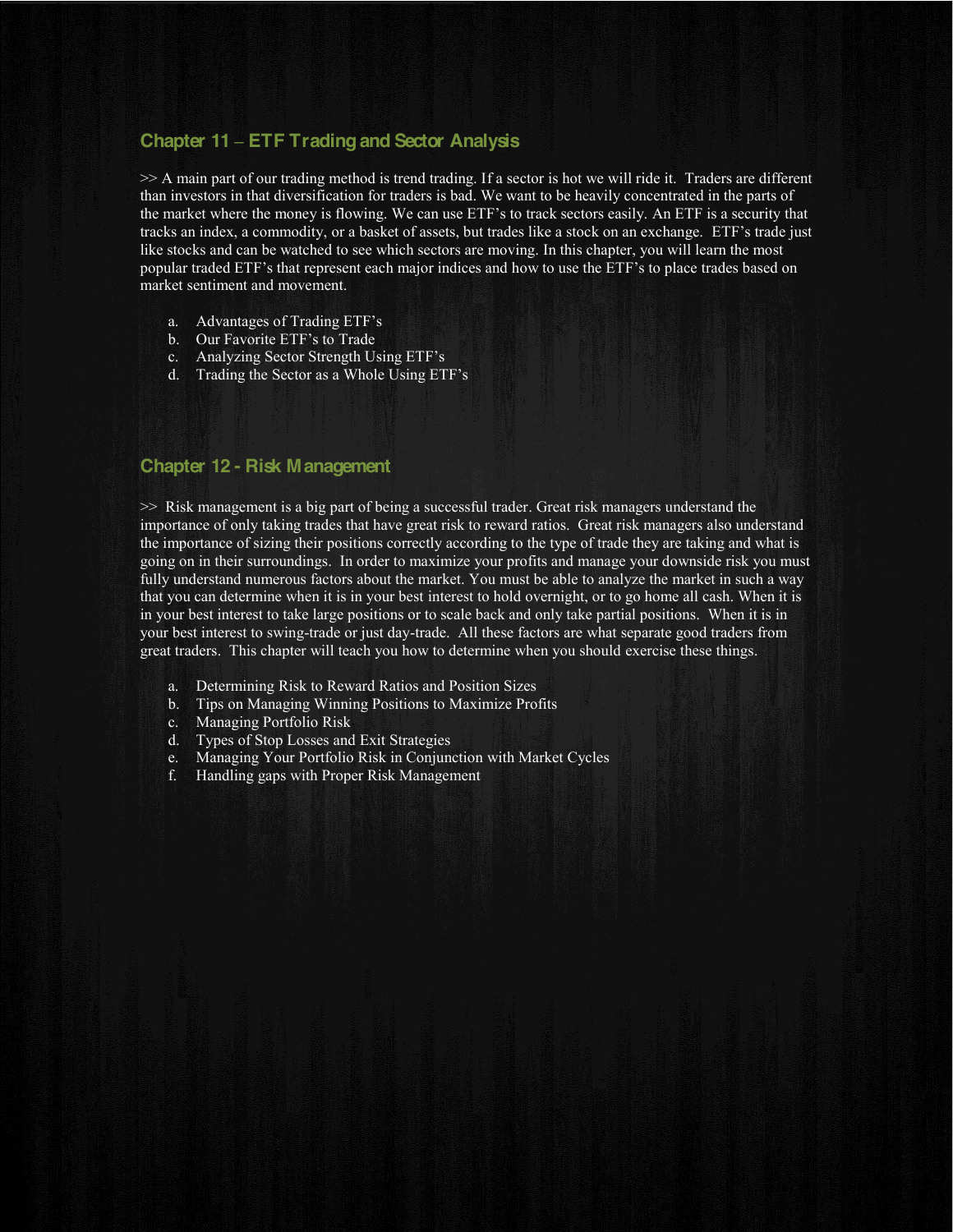## Chapter 11 – ETF Trading and Sector Analysis

>> A main part of our trading method is trend trading. If a sector is hot we will ride it. Traders are different than investors in that diversification for traders is bad. We want to be heavily concentrated in the parts of the market where the money is flowing. We can use ETF's to track sectors easily. An ETF is a security that tracks an index, a commodity, or a basket of assets, but trades like a stock on an exchange. ETF's trade just like stocks and can be watched to see which sectors are moving. In this chapter, you will learn the most popular traded ETF's that represent each major indices and how to use the ETF's to place trades based on market sentiment and movement.

a. Advantages of Trading ETF's
b. Our Favorite ETF's to Trade
c. Analyzing Sector Strength Using ETF's
d. Trading the Sector as a Whole Using ETF's

## Chapter 12 - Risk Management

>> Risk management is a big part of being a successful trader. Great risk managers understand the importance of only taking trades that have great risk to reward ratios. Great risk managers also understand the importance of sizing their positions correctly according to the type of trade they are taking and what is going on in their surroundings. In order to maximize your profits and manage your downside risk you must fully understand numerous factors about the market. You must be able to analyze the market in such a way that you can determine when it is in your best interest to hold overnight, or to go home all cash. When it is in your best interest to take large positions or to scale back and only take partial positions. When it is in your best interest to swing-trade or just day-trade. All these factors are what separate good traders from great traders. This chapter will teach you how to determine when you should exercise these things.

a. Determining Risk to Reward Ratios and Position Sizes
b. Tips on Managing Winning Positions to Maximize Profits
c. Managing Portfolio Risk
d. Types of Stop Losses and Exit Strategies
e. Managing Your Portfolio Risk in Conjunction with Market Cycles
f. Handling gaps with Proper Risk Management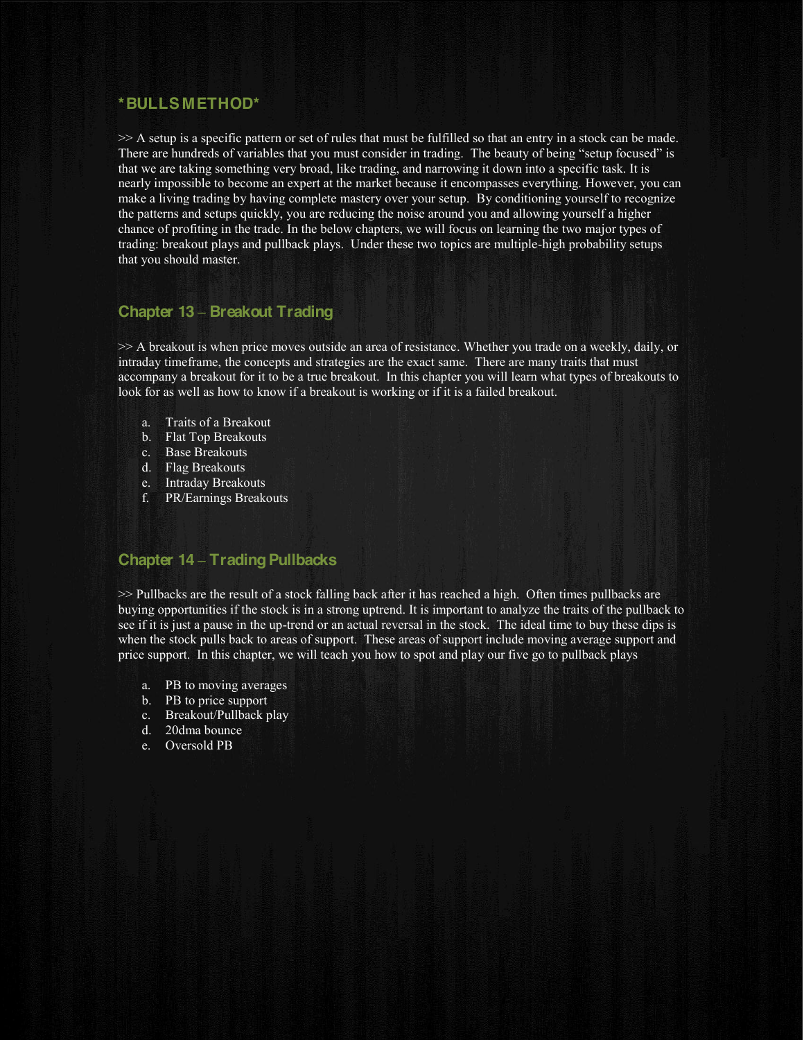## *BULLS METHOD*

>> A setup is a specific pattern or set of rules that must be fulfilled so that an entry in a stock can be made. There are hundreds of variables that you must consider in trading. The beauty of being "setup focused" is that we are taking something very broad, like trading, and narrowing it down into a specific task. It is nearly impossible to become an expert at the market because it encompasses everything. However, you can make a living trading by having complete mastery over your setup. By conditioning yourself to recognize the patterns and setups quickly, you are reducing the noise around you and allowing yourself a higher chance of profiting in the trade. In the below chapters, we will focus on learning the two major types of trading: breakout plays and pullback plays. Under these two topics are multiple-high probability setups that you should master.

## Chapter 13 – Breakout Trading

>> A breakout is when price moves outside an area of resistance. Whether you trade on a weekly, daily, or intraday timeframe, the concepts and strategies are the exact same. There are many traits that must accompany a breakout for it to be a true breakout. In this chapter you will learn what types of breakouts to look for as well as how to know if a breakout is working or if it is a failed breakout.

a. Traits of a Breakout
b. Flat Top Breakouts
c. Base Breakouts
d. Flag Breakouts
e. Intraday Breakouts
f. PR/Earnings Breakouts

## Chapter 14 – Trading Pullbacks

>> Pullbacks are the result of a stock falling back after it has reached a high. Often times pullbacks are buying opportunities if the stock is in a strong uptrend. It is important to analyze the traits of the pullback to see if it is just a pause in the up-trend or an actual reversal in the stock. The ideal time to buy these dips is when the stock pulls back to areas of support. These areas of support include moving average support and price support. In this chapter, we will teach you how to spot and play our five go to pullback plays

a. PB to moving averages
b. PB to price support
c. Breakout/Pullback play
d. 20dma bounce
e. Oversold PB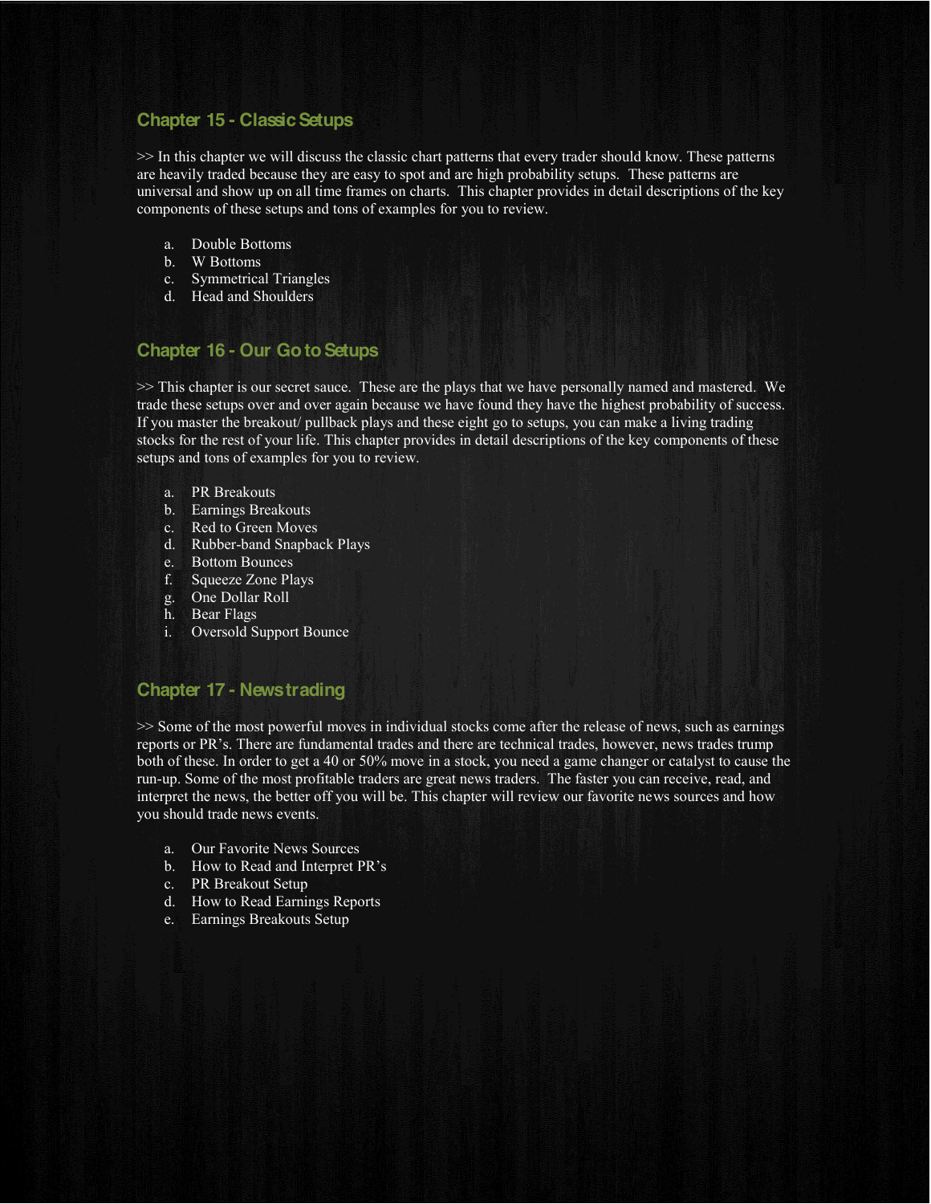## Chapter 15 - Classic Setups

>> In this chapter we will discuss the classic chart patterns that every trader should know. These patterns are heavily traded because they are easy to spot and are high probability setups. These patterns are universal and show up on all time frames on charts. This chapter provides in detail descriptions of the key components of these setups and tons of examples for you to review.

a. Double Bottoms
b. W Bottoms
c. Symmetrical Triangles
d. Head and Shoulders

## Chapter 16 - Our Go to Setups

>> This chapter is our secret sauce. These are the plays that we have personally named and mastered. We trade these setups over and over again because we have found they have the highest probability of success. If you master the breakout/ pullback plays and these eight go to setups, you can make a living trading stocks for the rest of your life. This chapter provides in detail descriptions of the key components of these setups and tons of examples for you to review.

a. PR Breakouts
b. Earnings Breakouts
c. Red to Green Moves
d. Rubber-band Snapback Plays
e. Bottom Bounces
f. Squeeze Zone Plays
g. One Dollar Roll
h. Bear Flags
i. Oversold Support Bounce

## Chapter 17 - News trading

>> Some of the most powerful moves in individual stocks come after the release of news, such as earnings reports or PR's. There are fundamental trades and there are technical trades, however, news trades trump both of these. In order to get a 40 or 50% move in a stock, you need a game changer or catalyst to cause the run-up. Some of the most profitable traders are great news traders. The faster you can receive, read, and interpret the news, the better off you will be. This chapter will review our favorite news sources and how you should trade news events.

a. Our Favorite News Sources
b. How to Read and Interpret PR's
c. PR Breakout Setup
d. How to Read Earnings Reports
e. Earnings Breakouts Setup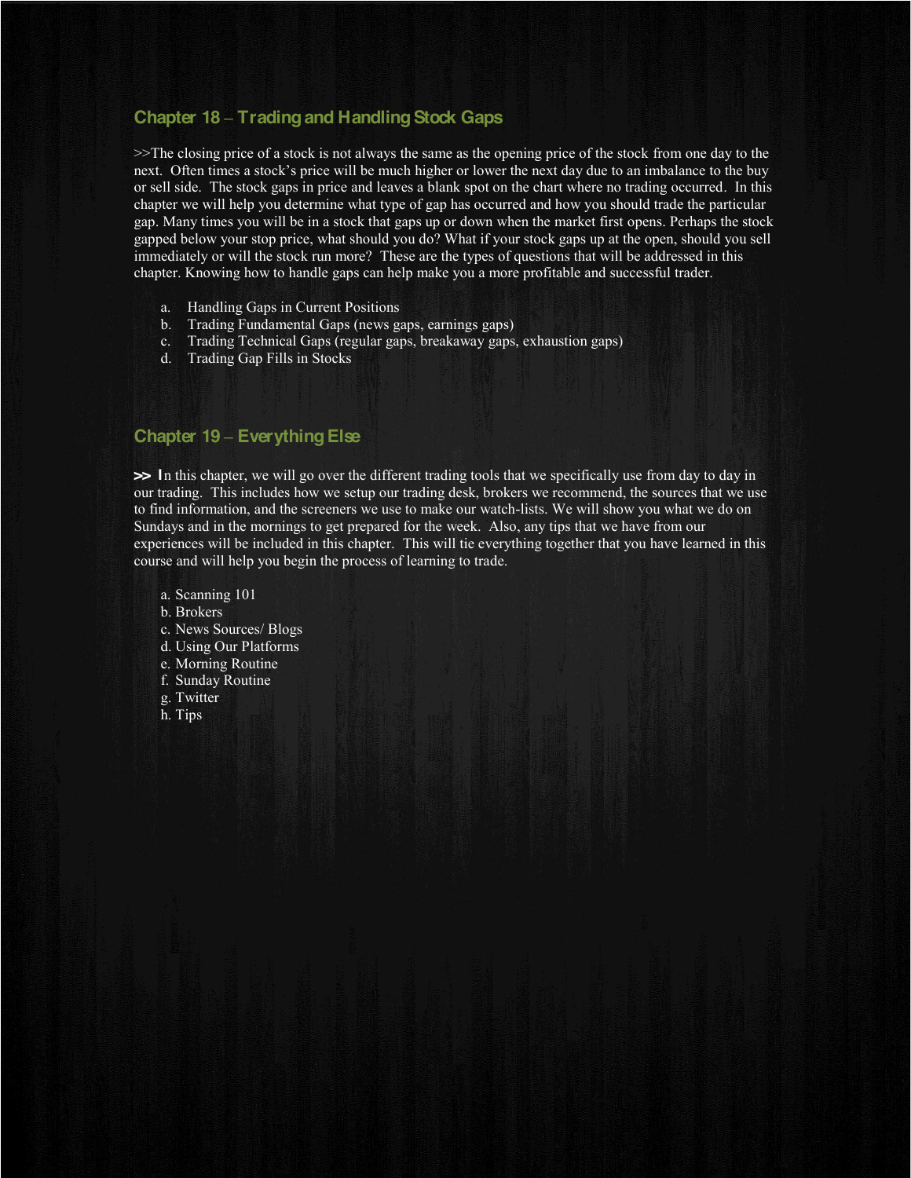## Chapter 18 – Trading and Handling Stock Gaps

>>The closing price of a stock is not always the same as the opening price of the stock from one day to the next. Often times a stock's price will be much higher or lower the next day due to an imbalance to the buy or sell side. The stock gaps in price and leaves a blank spot on the chart where no trading occurred. In this chapter we will help you determine what type of gap has occurred and how you should trade the particular gap. Many times you will be in a stock that gaps up or down when the market first opens. Perhaps the stock gapped below your stop price, what should you do? What if your stock gaps up at the open, should you sell immediately or will the stock run more? These are the types of questions that will be addressed in this chapter. Knowing how to handle gaps can help make you a more profitable and successful trader.

a. Handling Gaps in Current Positions
b. Trading Fundamental Gaps (news gaps, earnings gaps)
c. Trading Technical Gaps (regular gaps, breakaway gaps, exhaustion gaps)
d. Trading Gap Fills in Stocks

## Chapter 19 – Everything Else

**>> I**n this chapter, we will go over the different trading tools that we specifically use from day to day in our trading. This includes how we setup our trading desk, brokers we recommend, the sources that we use to find information, and the screeners we use to make our watch-lists. We will show you what we do on Sundays and in the mornings to get prepared for the week. Also, any tips that we have from our experiences will be included in this chapter. This will tie everything together that you have learned in this course and will help you begin the process of learning to trade.

a. Scanning 101
b. Brokers
c. News Sources/ Blogs
d. Using Our Platforms
e. Morning Routine
f. Sunday Routine
g. Twitter
h. Tips